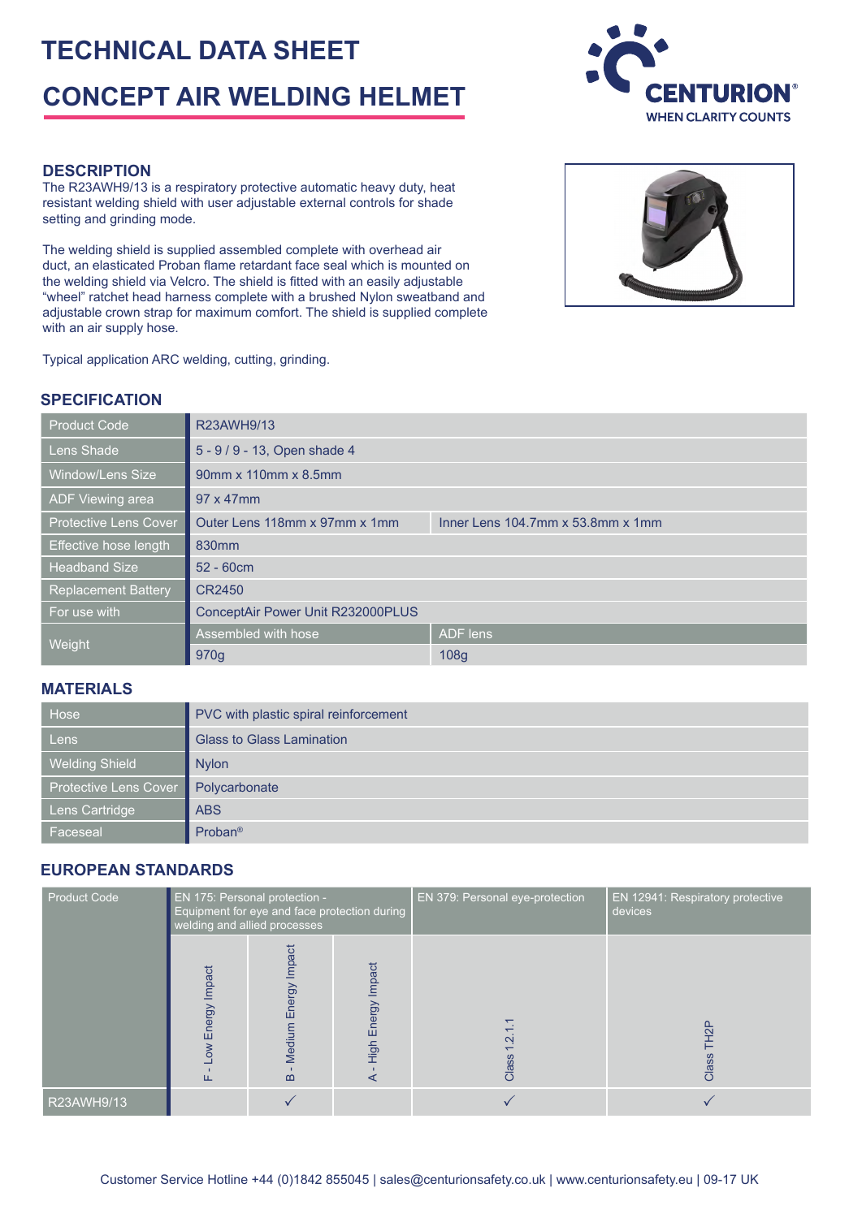# TECHNICAL DATA SHEET

# CONCEPT AIR WELDING HELMET

CENTURION® WHEN CLARITY COUNTS

## DESCRIPTION

The R23AWH9/13 is a respiratory protective automatic heavy duty, heat resistant welding shield with user adjustable external controls for shade setting and grinding mode.

The welding shield is supplied assembled complete with overhead air duct, an elasticated Proban flame retardant face seal which is mounted on the welding shield via Velcro. The shield is fitted with an easily adjustable "wheel" ratchet head harness complete with a brushed Nylon sweatband and adjustable crown strap for maximum comfort. The shield is supplied complete with an air supply hose.

Typical application ARC welding, cutting, grinding.

## SPECIFICATION

| | | |
|---|---|---|
| Product Code | R23AWH9/13 | |
| Lens Shade | 5 - 9 / 9 - 13, Open shade 4 | |
| Window/Lens Size | 90mm x 110mm x 8.5mm | |
| ADF Viewing area | 97 x 47mm | |
| Protective Lens Cover | Outer Lens 118mm x 97mm x 1mm | Inner Lens 104.7mm x 53.8mm x 1mm |
| Effective hose length | 830mm | |
| Headband Size | 52 - 60cm | |
| Replacement Battery | CR2450 | |
| For use with | ConceptAir Power Unit R232000PLUS | |
| Weight | Assembled with hose | ADF lens |
| | 970g | 108g |

## MATERIALS

| | |
|---|---|
| Hose | PVC with plastic spiral reinforcement |
| Lens | Glass to Glass Lamination |
| Welding Shield | Nylon |
| Protective Lens Cover | Polycarbonate |
| Lens Cartridge | ABS |
| Faceseal | Proban® |

## EUROPEAN STANDARDS

| Product Code | EN 175: Personal protection - Equipment for eye and face protection during welding and allied processes | | | EN 379: Personal eye-protection | EN 12941: Respiratory protective devices |
|---|---|---|---|---|---|
| | F - Low Energy Impact | B - Medium Energy Impact | A - High Energy Impact | Class 1.2.1.1 | Class TH2P |
| R23AWH9/13 | | ✓ | | ✓ | ✓ |

Customer Service Hotline +44 (0)1842 855045 | sales@centurionsafety.co.uk | www.centurionsafety.eu | 09-17 UK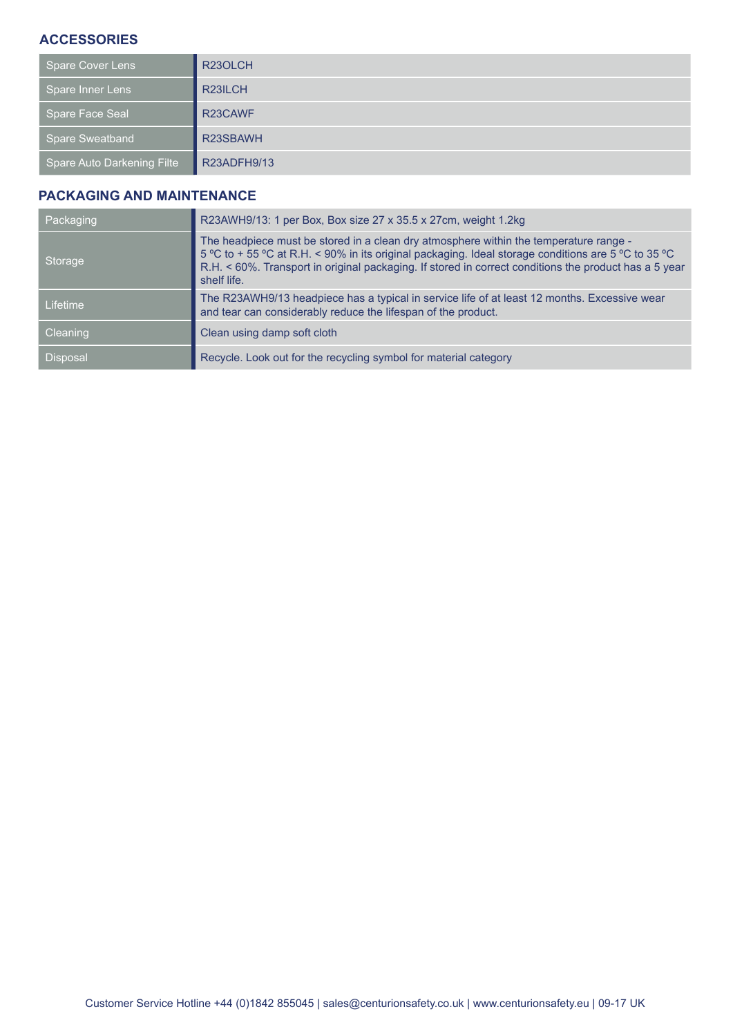## ACCESSORIES

| | |
|---|---|
| Spare Cover Lens | R23OLCH |
| Spare Inner Lens | R23ILCH |
| Spare Face Seal | R23CAWF |
| Spare Sweatband | R23SBAWH |
| Spare Auto Darkening Filte | R23ADFH9/13 |

## PACKAGING AND MAINTENANCE

| | |
|---|---|
| Packaging | R23AWH9/13: 1 per Box, Box size 27 x 35.5 x 27cm, weight 1.2kg |
| Storage | The headpiece must be stored in a clean dry atmosphere within the temperature range - 5 ºC to + 55 ºC at R.H. < 90% in its original packaging. Ideal storage conditions are 5 ºC to 35 ºC R.H. < 60%. Transport in original packaging. If stored in correct conditions the product has a 5 year shelf life. |
| Lifetime | The R23AWH9/13 headpiece has a typical in service life of at least 12 months. Excessive wear and tear can considerably reduce the lifespan of the product. |
| Cleaning | Clean using damp soft cloth |
| Disposal | Recycle. Look out for the recycling symbol for material category |

Customer Service Hotline +44 (0)1842 855045 | sales@centurionsafety.co.uk | www.centurionsafety.eu | 09-17 UK